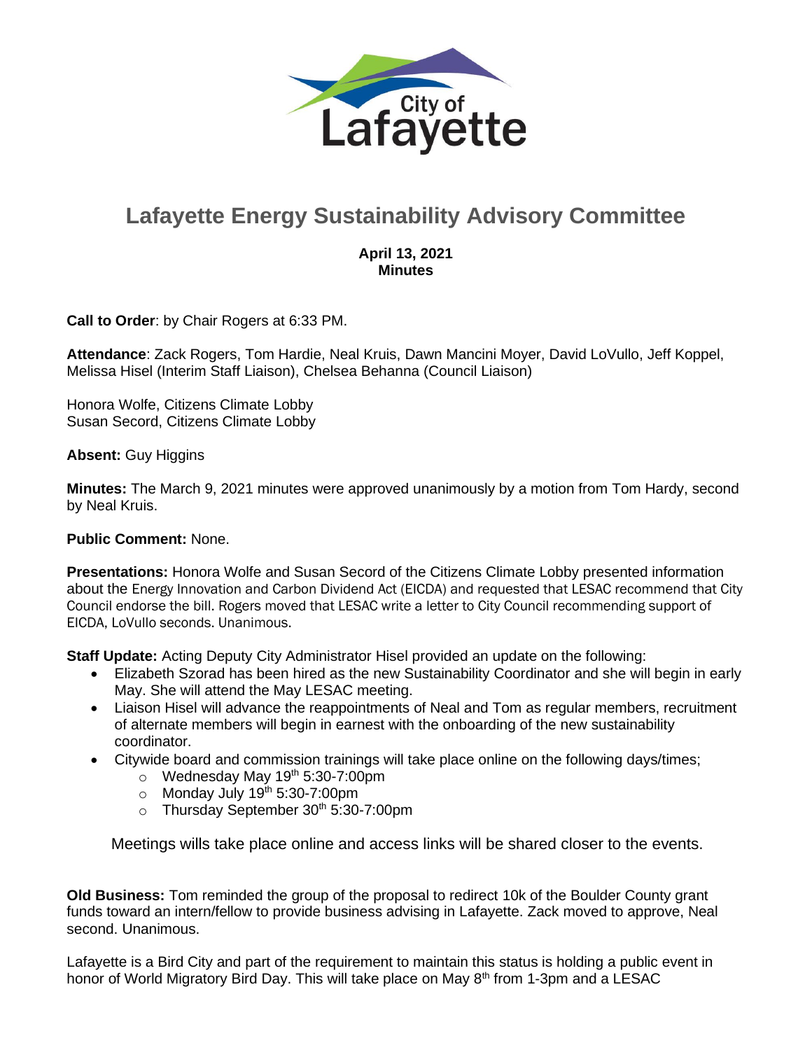# Lafayette Energy Sustainability Advisory Committee

**April 13, 2021**
**Minutes**

**Call to Order**: by Chair Rogers at 6:33 PM.

**Attendance**: Zack Rogers, Tom Hardie, Neal Kruis, Dawn Mancini Moyer, David LoVullo, Jeff Koppel, Melissa Hisel (Interim Staff Liaison), Chelsea Behanna (Council Liaison)

Honora Wolfe, Citizens Climate Lobby
Susan Secord, Citizens Climate Lobby

**Absent:** Guy Higgins

**Minutes:** The March 9, 2021 minutes were approved unanimously by a motion from Tom Hardy, second by Neal Kruis.

**Public Comment:** None.

**Presentations:** Honora Wolfe and Susan Secord of the Citizens Climate Lobby presented information about the Energy Innovation and Carbon Dividend Act (EICDA) and requested that LESAC recommend that City Council endorse the bill. Rogers moved that LESAC write a letter to City Council recommending support of EICDA, LoVullo seconds. Unanimous.

**Staff Update:** Acting Deputy City Administrator Hisel provided an update on the following:

- Elizabeth Szorad has been hired as the new Sustainability Coordinator and she will begin in early May. She will attend the May LESAC meeting.
- Liaison Hisel will advance the reappointments of Neal and Tom as regular members, recruitment of alternate members will begin in earnest with the onboarding of the new sustainability coordinator.
- Citywide board and commission trainings will take place online on the following days/times;
  - Wednesday May 19th 5:30-7:00pm
  - Monday July 19th 5:30-7:00pm
  - Thursday September 30th 5:30-7:00pm

Meetings wills take place online and access links will be shared closer to the events.

**Old Business:** Tom reminded the group of the proposal to redirect 10k of the Boulder County grant funds toward an intern/fellow to provide business advising in Lafayette. Zack moved to approve, Neal second. Unanimous.

Lafayette is a Bird City and part of the requirement to maintain this status is holding a public event in honor of World Migratory Bird Day. This will take place on May 8th from 1-3pm and a LESAC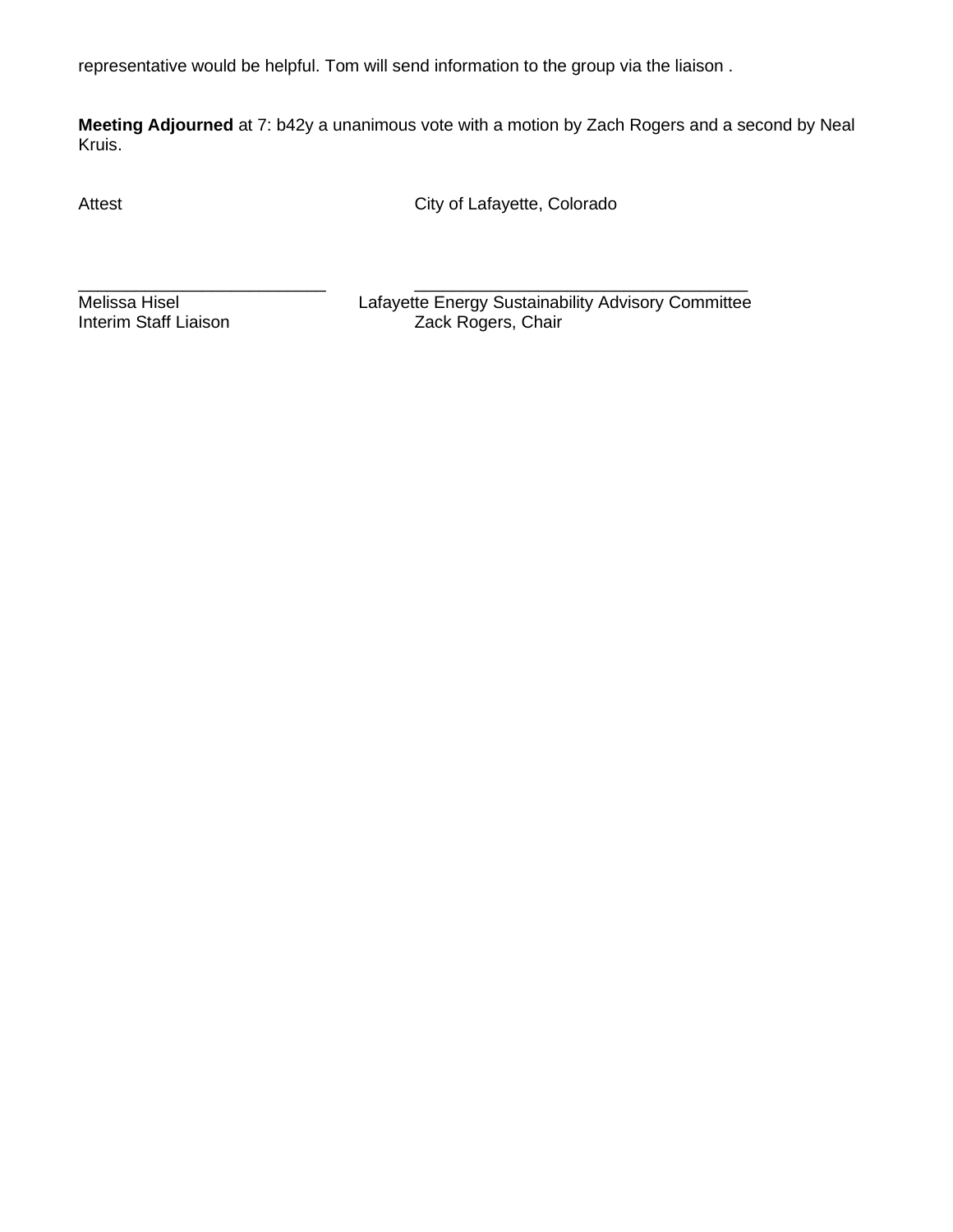representative would be helpful. Tom will send information to the group via the liaison .

**Meeting Adjourned** at 7: b42y a unanimous vote with a motion by Zach Rogers and a second by Neal Kruis.

Attest City of Lafayette, Colorado

\_\_\_\_\_\_\_\_\_\_\_\_\_\_\_\_\_\_\_\_\_\_\_\_\_\_\_ \_\_\_\_\_\_\_\_\_\_\_\_\_\_\_\_\_\_\_\_\_\_\_\_\_\_\_\_\_\_\_\_\_\_\_\_\_

Melissa Hisel
Interim Staff Liaison

Lafayette Energy Sustainability Advisory Committee
Zack Rogers, Chair